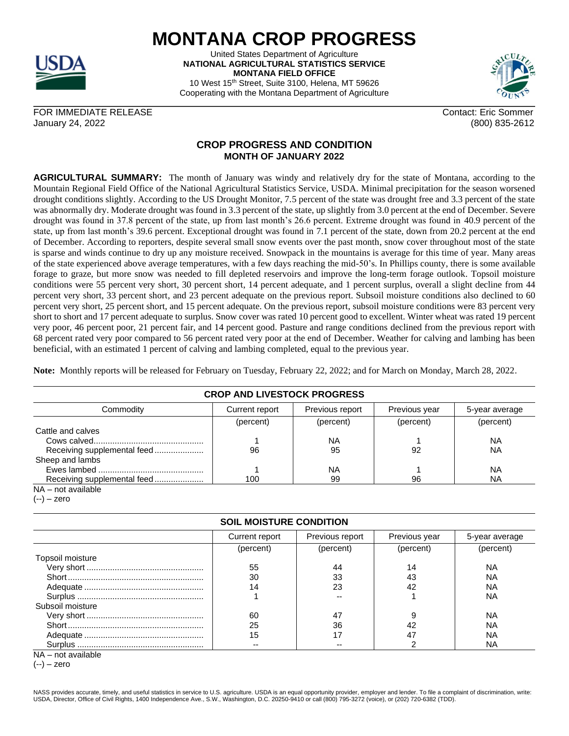# MONTANA CROP PROGRESS

United States Department of Agriculture
**NATIONAL AGRICULTURAL STATISTICS SERVICE**
**MONTANA FIELD OFFICE**
10 West 15th Street, Suite 3100, Helena, MT 59626
Cooperating with the Montana Department of Agriculture

FOR IMMEDIATE RELEASE
January 24, 2022

Contact: Eric Sommer
(800) 835-2612

## CROP PROGRESS AND CONDITION
### MONTH OF JANUARY 2022

**AGRICULTURAL SUMMARY:** The month of January was windy and relatively dry for the state of Montana, according to the Mountain Regional Field Office of the National Agricultural Statistics Service, USDA. Minimal precipitation for the season worsened drought conditions slightly. According to the US Drought Monitor, 7.5 percent of the state was drought free and 3.3 percent of the state was abnormally dry. Moderate drought was found in 3.3 percent of the state, up slightly from 3.0 percent at the end of December. Severe drought was found in 37.8 percent of the state, up from last month's 26.6 percent. Extreme drought was found in 40.9 percent of the state, up from last month's 39.6 percent. Exceptional drought was found in 7.1 percent of the state, down from 20.2 percent at the end of December. According to reporters, despite several small snow events over the past month, snow cover throughout most of the state is sparse and winds continue to dry up any moisture received. Snowpack in the mountains is average for this time of year. Many areas of the state experienced above average temperatures, with a few days reaching the mid-50's. In Phillips county, there is some available forage to graze, but more snow was needed to fill depleted reservoirs and improve the long-term forage outlook. Topsoil moisture conditions were 55 percent very short, 30 percent short, 14 percent adequate, and 1 percent surplus, overall a slight decline from 44 percent very short, 33 percent short, and 23 percent adequate on the previous report. Subsoil moisture conditions also declined to 60 percent very short, 25 percent short, and 15 percent adequate. On the previous report, subsoil moisture conditions were 83 percent very short to short and 17 percent adequate to surplus. Snow cover was rated 10 percent good to excellent. Winter wheat was rated 19 percent very poor, 46 percent poor, 21 percent fair, and 14 percent good. Pasture and range conditions declined from the previous report with 68 percent rated very poor compared to 56 percent rated very poor at the end of December. Weather for calving and lambing has been beneficial, with an estimated 1 percent of calving and lambing completed, equal to the previous year.

**Note:** Monthly reports will be released for February on Tuesday, February 22, 2022; and for March on Monday, March 28, 2022.

**CROP AND LIVESTOCK PROGRESS**

| Commodity | Current report | Previous report | Previous year | 5-year average |
|---|---|---|---|---|
| | (percent) | (percent) | (percent) | (percent) |
| Cattle and calves | | | | |
| Cows calved | 1 | NA | 1 | NA |
| Receiving supplemental feed | 96 | 95 | 92 | NA |
| Sheep and lambs | | | | |
| Ewes lambed | 1 | NA | 1 | NA |
| Receiving supplemental feed | 100 | 99 | 96 | NA |

NA – not available
(--) – zero

**SOIL MOISTURE CONDITION**

| | Current report | Previous report | Previous year | 5-year average |
|---|---|---|---|---|
| | (percent) | (percent) | (percent) | (percent) |
| Topsoil moisture | | | | |
| Very short | 55 | 44 | 14 | NA |
| Short | 30 | 33 | 43 | NA |
| Adequate | 14 | 23 | 42 | NA |
| Surplus | 1 | -- | 1 | NA |
| Subsoil moisture | | | | |
| Very short | 60 | 47 | 9 | NA |
| Short | 25 | 36 | 42 | NA |
| Adequate | 15 | 17 | 47 | NA |
| Surplus | -- | -- | 2 | NA |

NA – not available
(--) – zero

NASS provides accurate, timely, and useful statistics in service to U.S. agriculture. USDA is an equal opportunity provider, employer and lender. To file a complaint of discrimination, write: USDA, Director, Office of Civil Rights, 1400 Independence Ave., S.W., Washington, D.C. 20250-9410 or call (800) 795-3272 (voice), or (202) 720-6382 (TDD).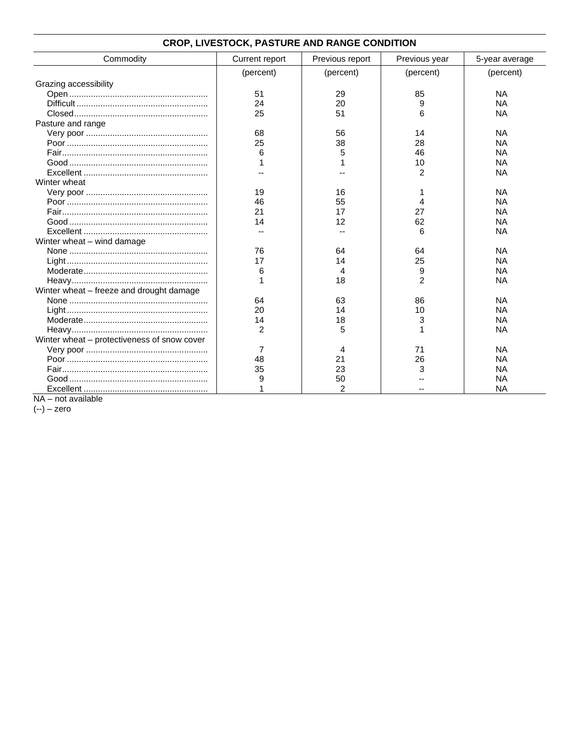## CROP, LIVESTOCK, PASTURE AND RANGE CONDITION

| Commodity | Current report | Previous report | Previous year | 5-year average |
|---|---|---|---|---|
| | (percent) | (percent) | (percent) | (percent) |
| Grazing accessibility | | | | |
| Open | 51 | 29 | 85 | NA |
| Difficult | 24 | 20 | 9 | NA |
| Closed | 25 | 51 | 6 | NA |
| Pasture and range | | | | |
| Very poor | 68 | 56 | 14 | NA |
| Poor | 25 | 38 | 28 | NA |
| Fair | 6 | 5 | 46 | NA |
| Good | 1 | 1 | 10 | NA |
| Excellent | -- | -- | 2 | NA |
| Winter wheat | | | | |
| Very poor | 19 | 16 | 1 | NA |
| Poor | 46 | 55 | 4 | NA |
| Fair | 21 | 17 | 27 | NA |
| Good | 14 | 12 | 62 | NA |
| Excellent | -- | -- | 6 | NA |
| Winter wheat – wind damage | | | | |
| None | 76 | 64 | 64 | NA |
| Light | 17 | 14 | 25 | NA |
| Moderate | 6 | 4 | 9 | NA |
| Heavy | 1 | 18 | 2 | NA |
| Winter wheat – freeze and drought damage | | | | |
| None | 64 | 63 | 86 | NA |
| Light | 20 | 14 | 10 | NA |
| Moderate | 14 | 18 | 3 | NA |
| Heavy | 2 | 5 | 1 | NA |
| Winter wheat – protectiveness of snow cover | | | | |
| Very poor | 7 | 4 | 71 | NA |
| Poor | 48 | 21 | 26 | NA |
| Fair | 35 | 23 | 3 | NA |
| Good | 9 | 50 | -- | NA |
| Excellent | 1 | 2 | -- | NA |

NA – not available

(--) – zero